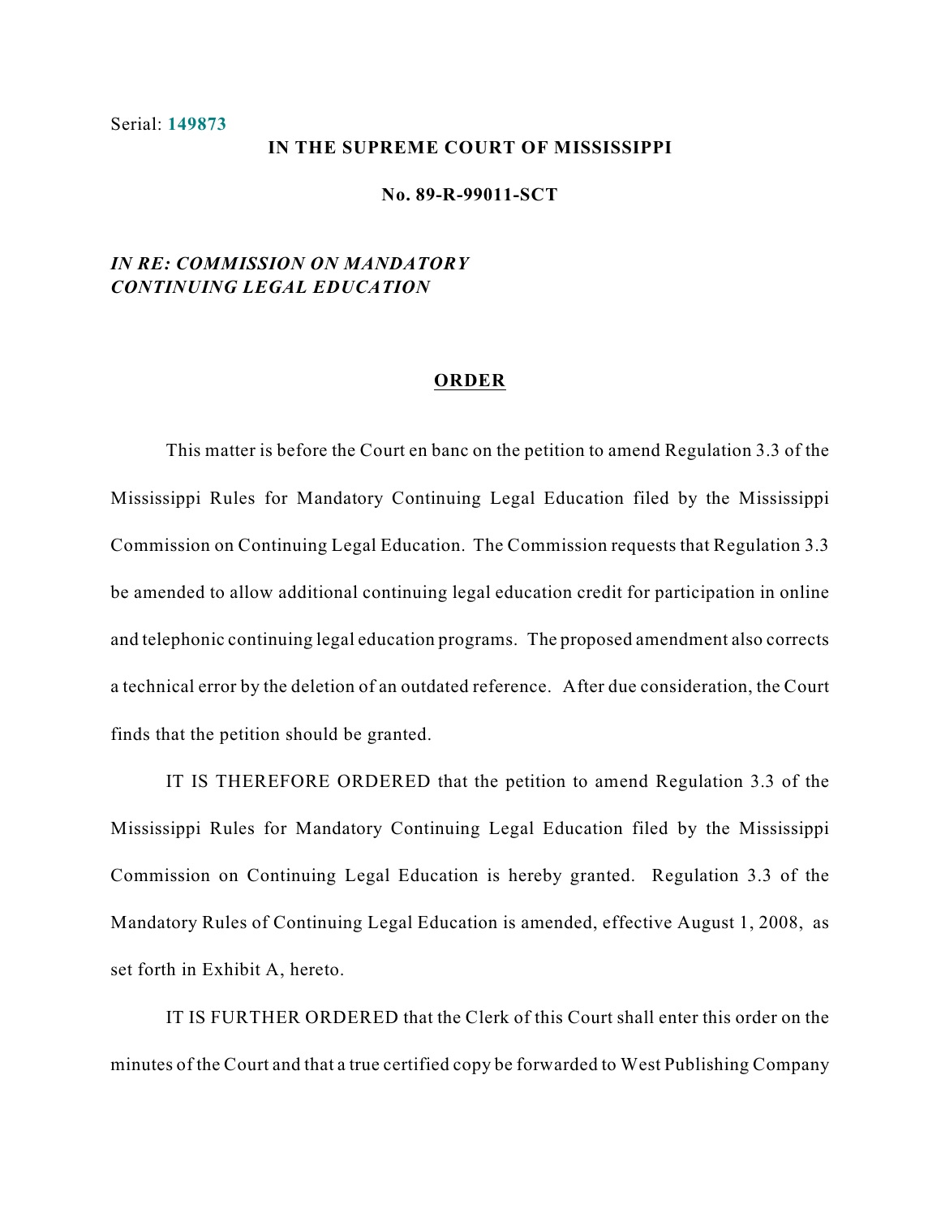Serial: **149873**

**IN THE SUPREME COURT OF MISSISSIPPI**

**No. 89-R-99011-SCT**

***IN RE: COMMISSION ON MANDATORY CONTINUING LEGAL EDUCATION***

## ORDER

This matter is before the Court en banc on the petition to amend Regulation 3.3 of the Mississippi Rules for Mandatory Continuing Legal Education filed by the Mississippi Commission on Continuing Legal Education. The Commission requests that Regulation 3.3 be amended to allow additional continuing legal education credit for participation in online and telephonic continuing legal education programs. The proposed amendment also corrects a technical error by the deletion of an outdated reference. After due consideration, the Court finds that the petition should be granted.

IT IS THEREFORE ORDERED that the petition to amend Regulation 3.3 of the Mississippi Rules for Mandatory Continuing Legal Education filed by the Mississippi Commission on Continuing Legal Education is hereby granted. Regulation 3.3 of the Mandatory Rules of Continuing Legal Education is amended, effective August 1, 2008, as set forth in Exhibit A, hereto.

IT IS FURTHER ORDERED that the Clerk of this Court shall enter this order on the minutes of the Court and that a true certified copy be forwarded to West Publishing Company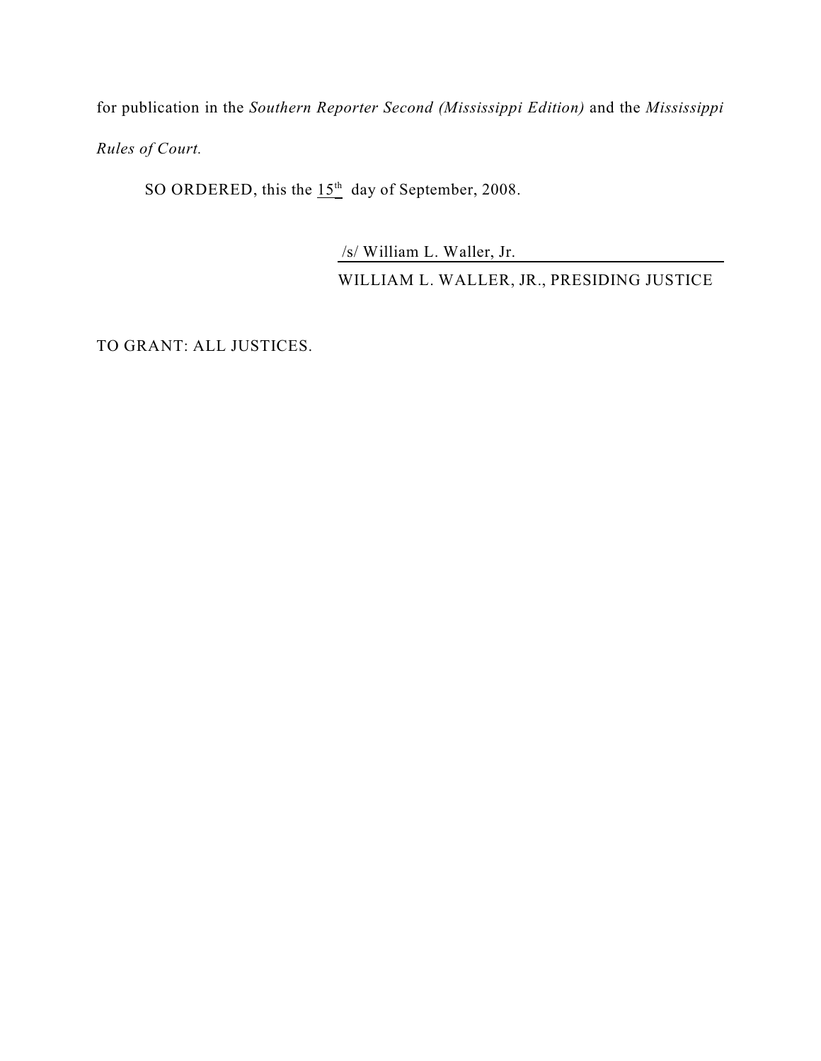for publication in the *Southern Reporter Second (Mississippi Edition)* and the *Mississippi Rules of Court.*

SO ORDERED, this the 15th day of September, 2008.

/s/ William L. Waller, Jr.

WILLIAM L. WALLER, JR., PRESIDING JUSTICE

TO GRANT: ALL JUSTICES.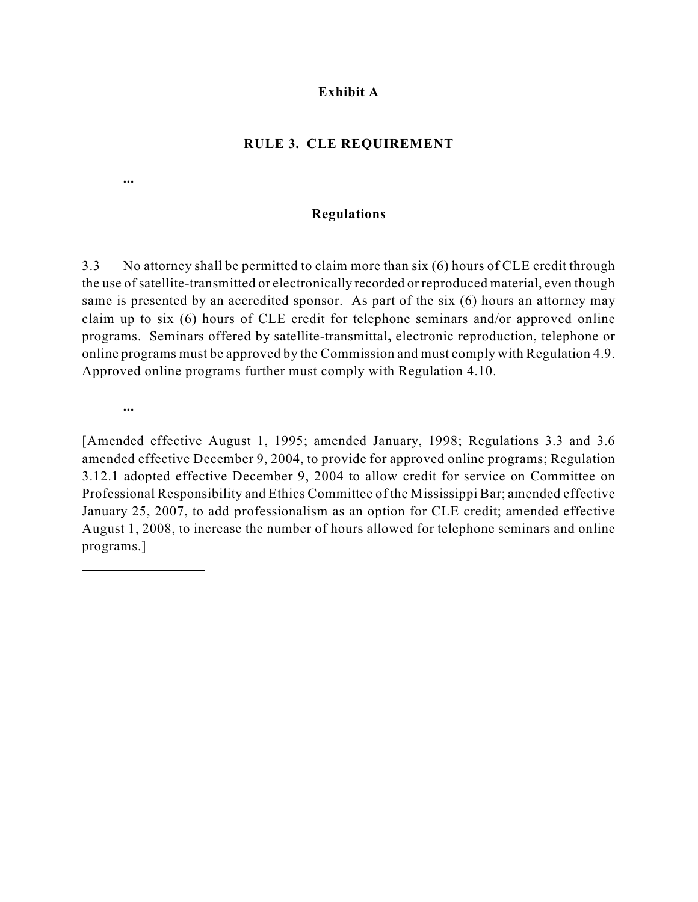**Exhibit A**

**RULE 3. CLE REQUIREMENT**

...

**Regulations**

3.3 No attorney shall be permitted to claim more than six (6) hours of CLE credit through the use of satellite-transmitted or electronically recorded or reproduced material, even though same is presented by an accredited sponsor. As part of the six (6) hours an attorney may claim up to six (6) hours of CLE credit for telephone seminars and/or approved online programs. Seminars offered by satellite-transmittal**,** electronic reproduction, telephone or online programs must be approved by the Commission and must comply with Regulation 4.9. Approved online programs further must comply with Regulation 4.10.

...

[Amended effective August 1, 1995; amended January, 1998; Regulations 3.3 and 3.6 amended effective December 9, 2004, to provide for approved online programs; Regulation 3.12.1 adopted effective December 9, 2004 to allow credit for service on Committee on Professional Responsibility and Ethics Committee of the Mississippi Bar; amended effective January 25, 2007, to add professionalism as an option for CLE credit; amended effective August 1, 2008, to increase the number of hours allowed for telephone seminars and online programs.]